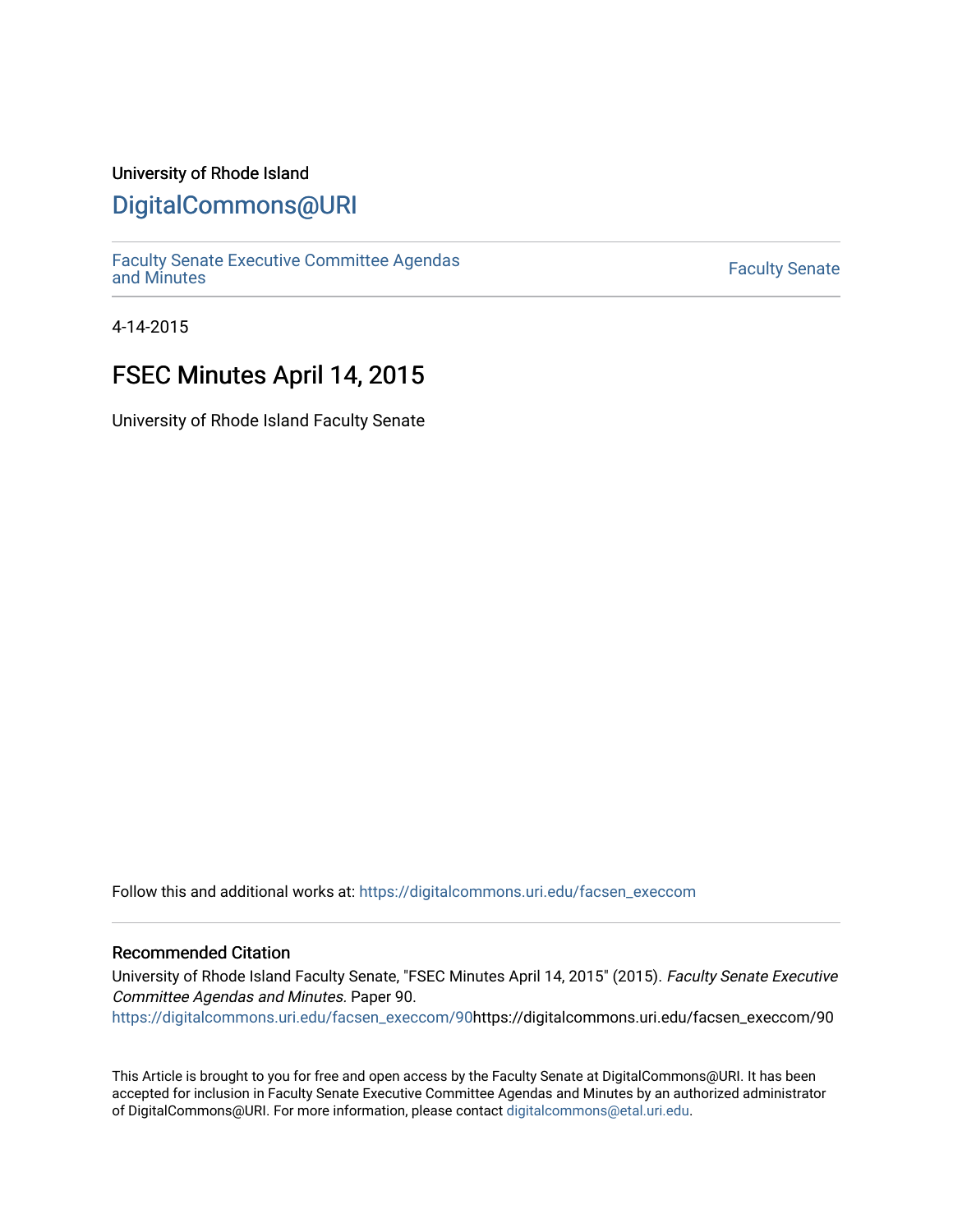University of Rhode Island

# DigitalCommons@URI

Faculty Senate Executive Committee Agendas and Minutes

Faculty Senate

4-14-2015

## FSEC Minutes April 14, 2015

University of Rhode Island Faculty Senate

Follow this and additional works at: https://digitalcommons.uri.edu/facsen_execcom

### Recommended Citation

University of Rhode Island Faculty Senate, "FSEC Minutes April 14, 2015" (2015). *Faculty Senate Executive Committee Agendas and Minutes*. Paper 90.
https://digitalcommons.uri.edu/facsen_execcom/90https://digitalcommons.uri.edu/facsen_execcom/90

This Article is brought to you for free and open access by the Faculty Senate at DigitalCommons@URI. It has been accepted for inclusion in Faculty Senate Executive Committee Agendas and Minutes by an authorized administrator of DigitalCommons@URI. For more information, please contact digitalcommons@etal.uri.edu.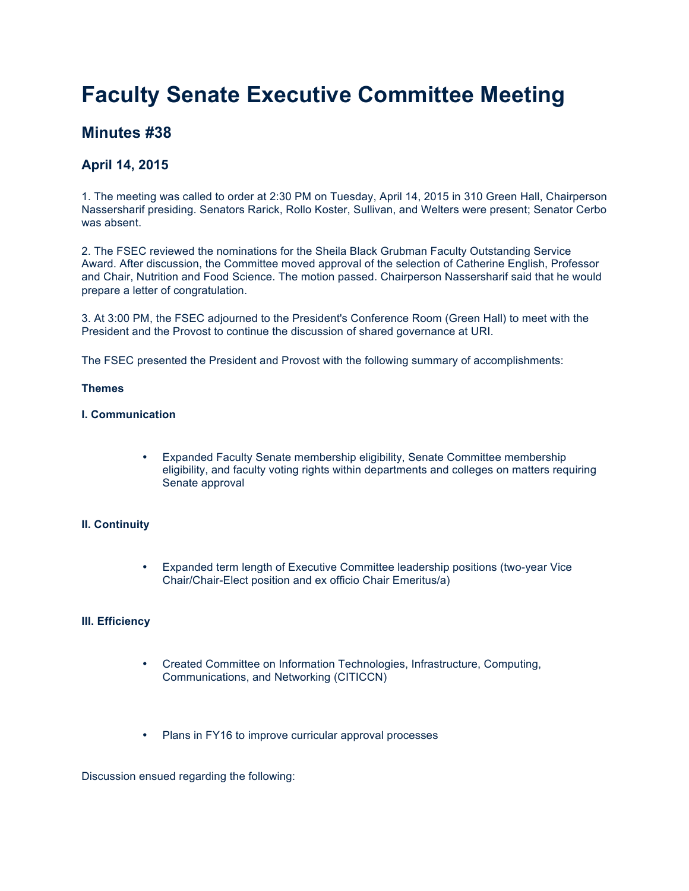# Faculty Senate Executive Committee Meeting

## Minutes #38

### April 14, 2015

1. The meeting was called to order at 2:30 PM on Tuesday, April 14, 2015 in 310 Green Hall, Chairperson Nassersharif presiding. Senators Rarick, Rollo Koster, Sullivan, and Welters were present; Senator Cerbo was absent.

2. The FSEC reviewed the nominations for the Sheila Black Grubman Faculty Outstanding Service Award. After discussion, the Committee moved approval of the selection of Catherine English, Professor and Chair, Nutrition and Food Science. The motion passed. Chairperson Nassersharif said that he would prepare a letter of congratulation.

3. At 3:00 PM, the FSEC adjourned to the President's Conference Room (Green Hall) to meet with the President and the Provost to continue the discussion of shared governance at URI.

The FSEC presented the President and Provost with the following summary of accomplishments:

**Themes**

**I. Communication**

- Expanded Faculty Senate membership eligibility, Senate Committee membership eligibility, and faculty voting rights within departments and colleges on matters requiring Senate approval

**II. Continuity**

- Expanded term length of Executive Committee leadership positions (two-year Vice Chair/Chair-Elect position and ex officio Chair Emeritus/a)

**III. Efficiency**

- Created Committee on Information Technologies, Infrastructure, Computing, Communications, and Networking (CITICCN)
- Plans in FY16 to improve curricular approval processes

Discussion ensued regarding the following: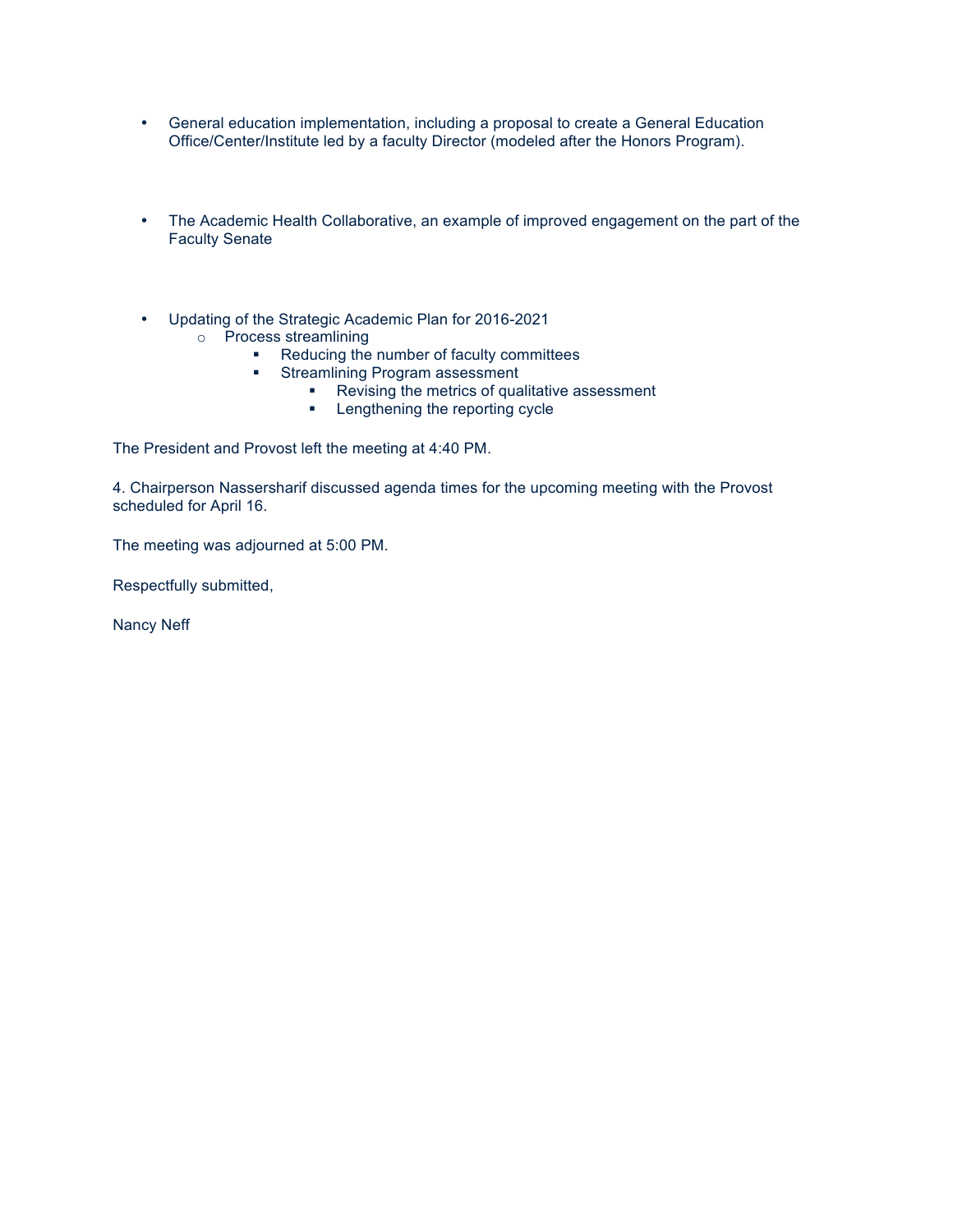- General education implementation, including a proposal to create a General Education Office/Center/Institute led by a faculty Director (modeled after the Honors Program).

- The Academic Health Collaborative, an example of improved engagement on the part of the Faculty Senate

- Updating of the Strategic Academic Plan for 2016-2021
  - Process streamlining
    - Reducing the number of faculty committees
    - Streamlining Program assessment
      - Revising the metrics of qualitative assessment
      - Lengthening the reporting cycle

The President and Provost left the meeting at 4:40 PM.

4. Chairperson Nassersharif discussed agenda times for the upcoming meeting with the Provost scheduled for April 16.

The meeting was adjourned at 5:00 PM.

Respectfully submitted,

Nancy Neff